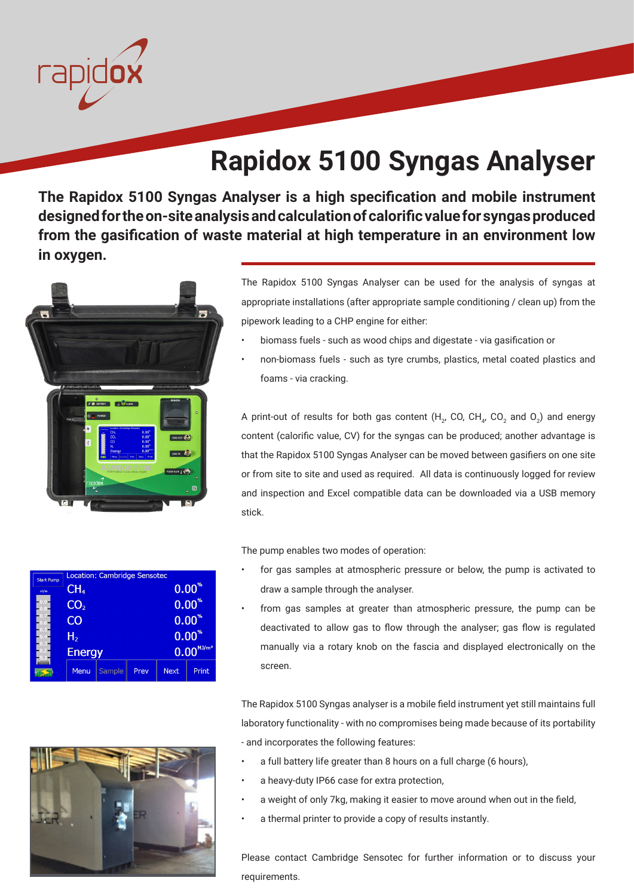# Rapidox 5100 Syngas Analyser

**The Rapidox 5100 Syngas Analyser is a high specification and mobile instrument designed for the on-site analysis and calculation of calorific value for syngas produced from the gasification of waste material at high temperature in an environment low in oxygen.**

The Rapidox 5100 Syngas Analyser can be used for the analysis of syngas at appropriate installations (after appropriate sample conditioning / clean up) from the pipework leading to a CHP engine for either:

- biomass fuels - such as wood chips and digestate - via gasification or
- non-biomass fuels - such as tyre crumbs, plastics, metal coated plastics and foams - via cracking.

A print-out of results for both gas content ($H_2$, CO, $CH_4$, $CO_2$ and $O_2$) and energy content (calorific value, CV) for the syngas can be produced; another advantage is that the Rapidox 5100 Syngas Analyser can be moved between gasifiers on one site or from site to site and used as required. All data is continuously logged for review and inspection and Excel compatible data can be downloaded via a USB memory stick.

The pump enables two modes of operation:

- for gas samples at atmospheric pressure or below, the pump is activated to draw a sample through the analyser.
- from gas samples at greater than atmospheric pressure, the pump can be deactivated to allow gas to flow through the analyser; gas flow is regulated manually via a rotary knob on the fascia and displayed electronically on the screen.

The Rapidox 5100 Syngas analyser is a mobile field instrument yet still maintains full laboratory functionality - with no compromises being made because of its portability - and incorporates the following features:

- a full battery life greater than 8 hours on a full charge (6 hours),
- a heavy-duty IP66 case for extra protection,
- a weight of only 7kg, making it easier to move around when out in the field,
- a thermal printer to provide a copy of results instantly.

Please contact Cambridge Sensotec for further information or to discuss your requirements.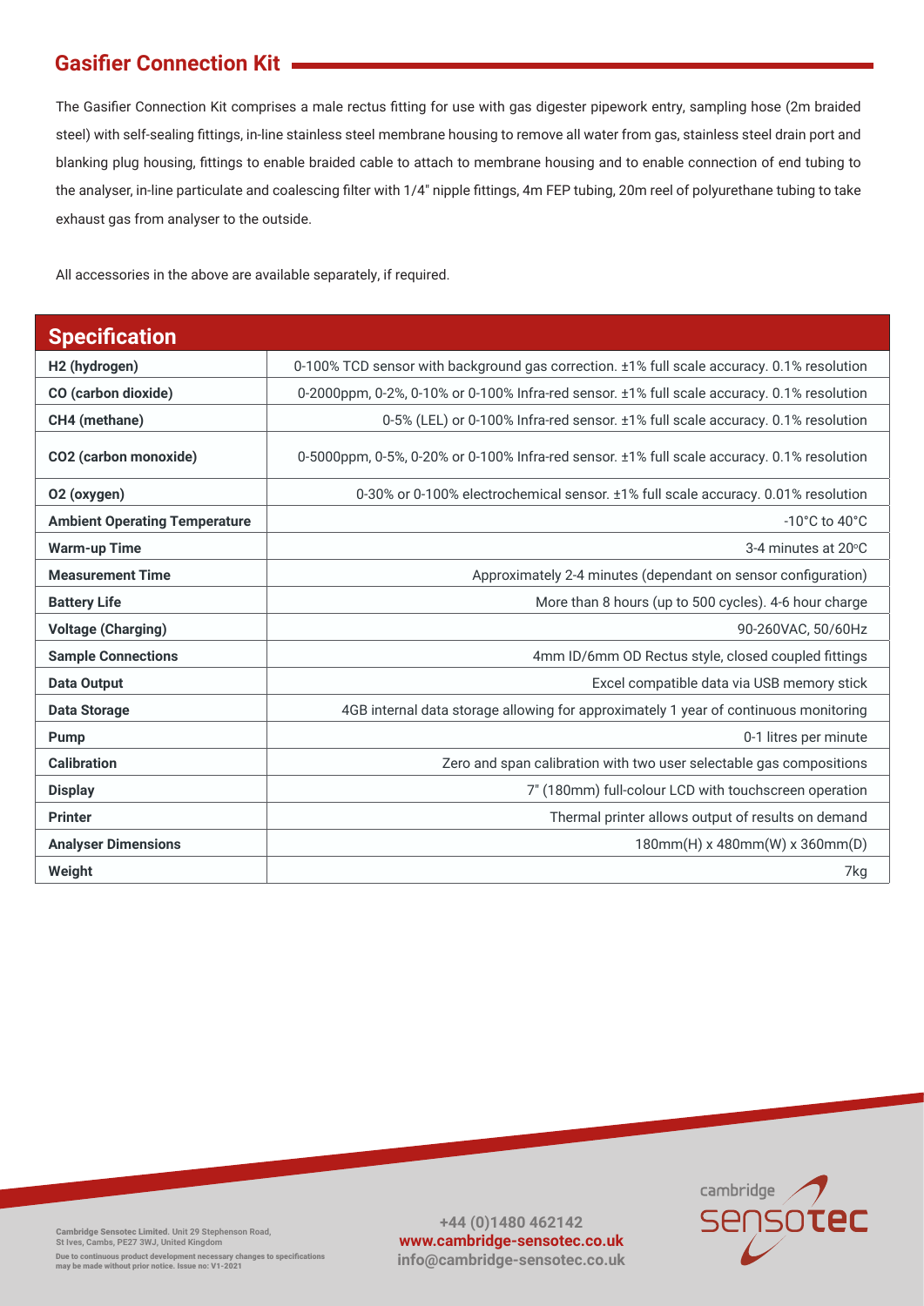## Gasifier Connection Kit

The Gasifier Connection Kit comprises a male rectus fitting for use with gas digester pipework entry, sampling hose (2m braided steel) with self-sealing fittings, in-line stainless steel membrane housing to remove all water from gas, stainless steel drain port and blanking plug housing, fittings to enable braided cable to attach to membrane housing and to enable connection of end tubing to the analyser, in-line particulate and coalescing filter with 1/4" nipple fittings, 4m FEP tubing, 20m reel of polyurethane tubing to take exhaust gas from analyser to the outside.

All accessories in the above are available separately, if required.

## Specification

| | |
|---|---|
| **$H_2$ (hydrogen)** | 0-100% TCD sensor with background gas correction. ±1% full scale accuracy. 0.1% resolution |
| **CO (carbon dioxide)** | 0-2000ppm, 0-2%, 0-10% or 0-100% Infra-red sensor. ±1% full scale accuracy. 0.1% resolution |
| **$CH_4$ (methane)** | 0-5% (LEL) or 0-100% Infra-red sensor. ±1% full scale accuracy. 0.1% resolution |
| **$CO_2$ (carbon monoxide)** | 0-5000ppm, 0-5%, 0-20% or 0-100% Infra-red sensor. ±1% full scale accuracy. 0.1% resolution |
| **$O_2$ (oxygen)** | 0-30% or 0-100% electrochemical sensor. ±1% full scale accuracy. 0.01% resolution |
| **Ambient Operating Temperature** | -10°C to 40°C |
| **Warm-up Time** | 3-4 minutes at 20°C |
| **Measurement Time** | Approximately 2-4 minutes (dependant on sensor configuration) |
| **Battery Life** | More than 8 hours (up to 500 cycles). 4-6 hour charge |
| **Voltage (Charging)** | 90-260VAC, 50/60Hz |
| **Sample Connections** | 4mm ID/6mm OD Rectus style, closed coupled fittings |
| **Data Output** | Excel compatible data via USB memory stick |
| **Data Storage** | 4GB internal data storage allowing for approximately 1 year of continuous monitoring |
| **Pump** | 0-1 litres per minute |
| **Calibration** | Zero and span calibration with two user selectable gas compositions |
| **Display** | 7" (180mm) full-colour LCD with touchscreen operation |
| **Printer** | Thermal printer allows output of results on demand |
| **Analyser Dimensions** | 180mm(H) x 480mm(W) x 360mm(D) |
| **Weight** | 7kg |

Cambridge Sensotec Limited. Unit 29 Stephenson Road, St Ives, Cambs, PE27 3WJ, United Kingdom

Due to continuous product development necessary changes to specifications may be made without prior notice. Issue no: V1-2021

+44 (0)1480 462142
www.cambridge-sensotec.co.uk
info@cambridge-sensotec.co.uk

cambridge sensotec